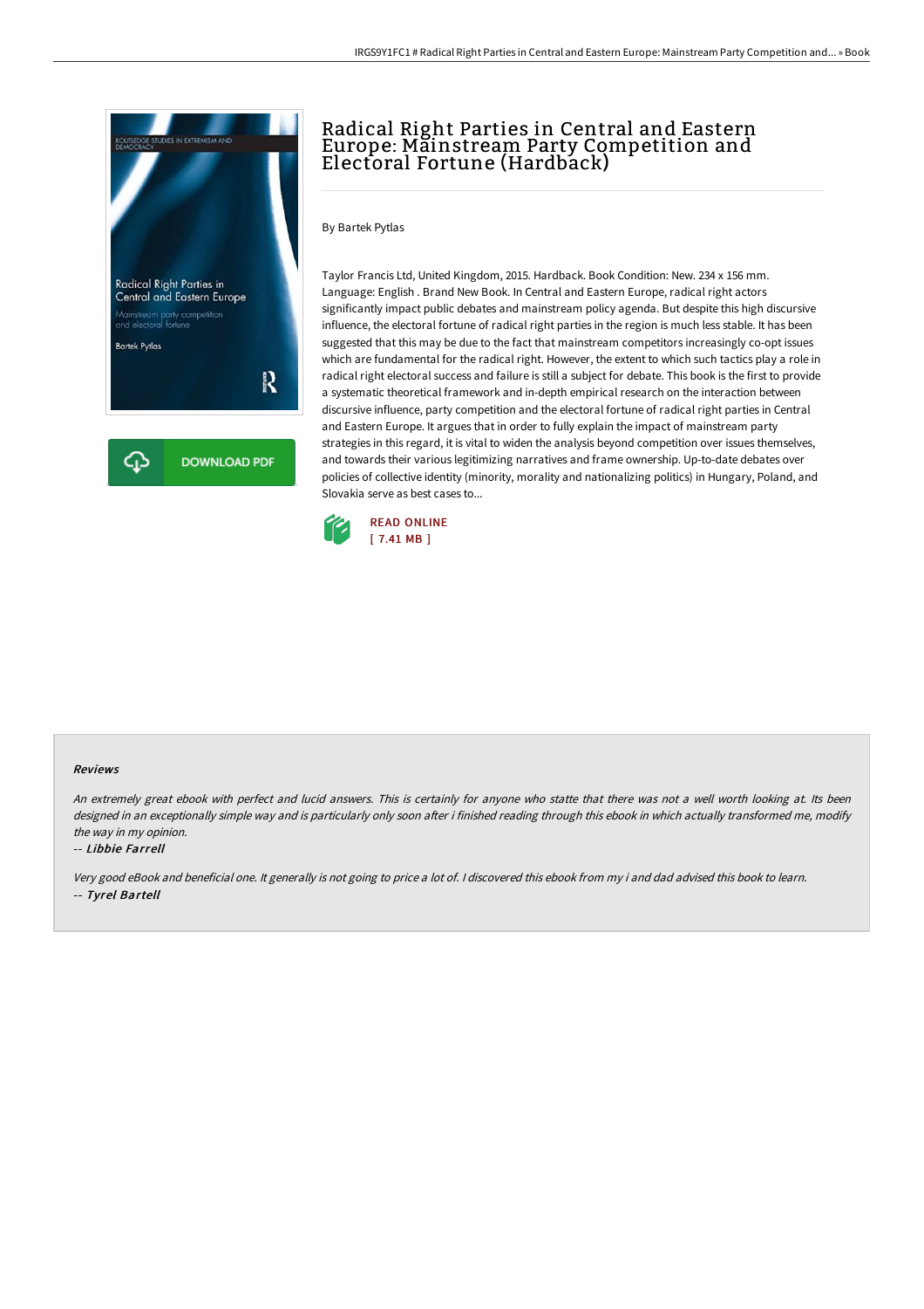# Radical Right Parties in Central and Eastern Europe: Mainstream Party Competition and Electoral Fortune (Hardback)

By Bartek Pytlas

Taylor Francis Ltd, United Kingdom, 2015. Hardback. Book Condition: New. 234 x 156 mm. Language: English . Brand New Book. In Central and Eastern Europe, radical right actors significantly impact public debates and mainstream policy agenda. But despite this high discursive influence, the electoral fortune of radical right parties in the region is much less stable. It has been suggested that this may be due to the fact that mainstream competitors increasingly co-opt issues which are fundamental for the radical right. However, the extent to which such tactics play a role in radical right electoral success and failure is still a subject for debate. This book is the first to provide a systematic theoretical framework and in-depth empirical research on the interaction between discursive influence, party competition and the electoral fortune of radical right parties in Central and Eastern Europe. It argues that in order to fully explain the impact of mainstream party strategies in this regard, it is vital to widen the analysis beyond competition over issues themselves, and towards their various legitimizing narratives and frame ownership. Up-to-date debates over policies of collective identity (minority, morality and nationalizing politics) in Hungary, Poland, and Slovakia serve as best cases to...

READ ONLINE
[ 7.41 MB ]

DOWNLOAD PDF

## Reviews

*An extremely great ebook with perfect and lucid answers. This is certainly for anyone who statte that there was not a well worth looking at. Its been designed in an exceptionally simple way and is particularly only soon after i finished reading through this ebook in which actually transformed me, modify the way in my opinion.*

-- *Libbie Farrell*

*Very good eBook and beneficial one. It generally is not going to price a lot of. I discovered this ebook from my i and dad advised this book to learn.*

-- *Tyrel Bartell*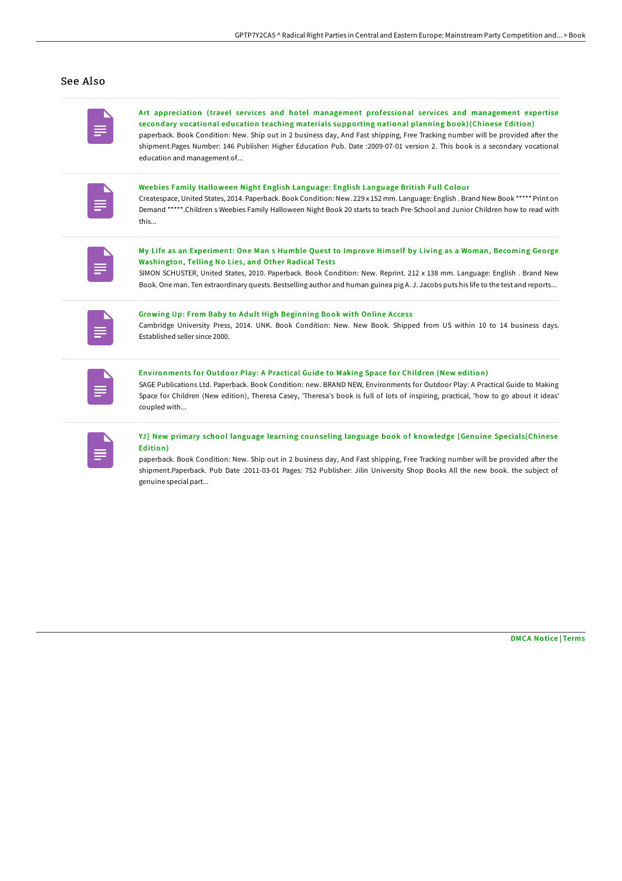## See Also

**Art appreciation (travel services and hotel management professional services and management expertise secondary vocational education teaching materials supporting national planning book)(Chinese Edition)**

paperback. Book Condition: New. Ship out in 2 business day, And Fast shipping, Free Tracking number will be provided after the shipment.Pages Number: 146 Publisher: Higher Education Pub. Date :2009-07-01 version 2. This book is a secondary vocational education and management of...

**Weebies Family Halloween Night English Language: English Language British Full Colour**

Createspace, United States, 2014. Paperback. Book Condition: New. 229 x 152 mm. Language: English . Brand New Book ***** Print on Demand *****.Children s Weebies Family Halloween Night Book 20 starts to teach Pre-School and Junior Children how to read with this...

**My Life as an Experiment: One Man s Humble Quest to Improve Himself by Living as a Woman, Becoming George Washington, Telling No Lies, and Other Radical Tests**

SIMON SCHUSTER, United States, 2010. Paperback. Book Condition: New. Reprint. 212 x 138 mm. Language: English . Brand New Book. One man. Ten extraordinary quests. Bestselling author and human guinea pig A. J. Jacobs puts his life to the test and reports...

**Growing Up: From Baby to Adult High Beginning Book with Online Access**

Cambridge University Press, 2014. UNK. Book Condition: New. New Book. Shipped from US within 10 to 14 business days. Established seller since 2000.

**Environments for Outdoor Play: A Practical Guide to Making Space for Children (New edition)**

SAGE Publications Ltd. Paperback. Book Condition: new. BRAND NEW, Environments for Outdoor Play: A Practical Guide to Making Space for Children (New edition), Theresa Casey, 'Theresa's book is full of lots of inspiring, practical, 'how to go about it ideas' coupled with...

**YJ] New primary school language learning counseling language book of knowledge [Genuine Specials(Chinese Edition)**

paperback. Book Condition: New. Ship out in 2 business day, And Fast shipping, Free Tracking number will be provided after the shipment.Paperback. Pub Date :2011-03-01 Pages: 752 Publisher: Jilin University Shop Books All the new book. the subject of genuine special part...